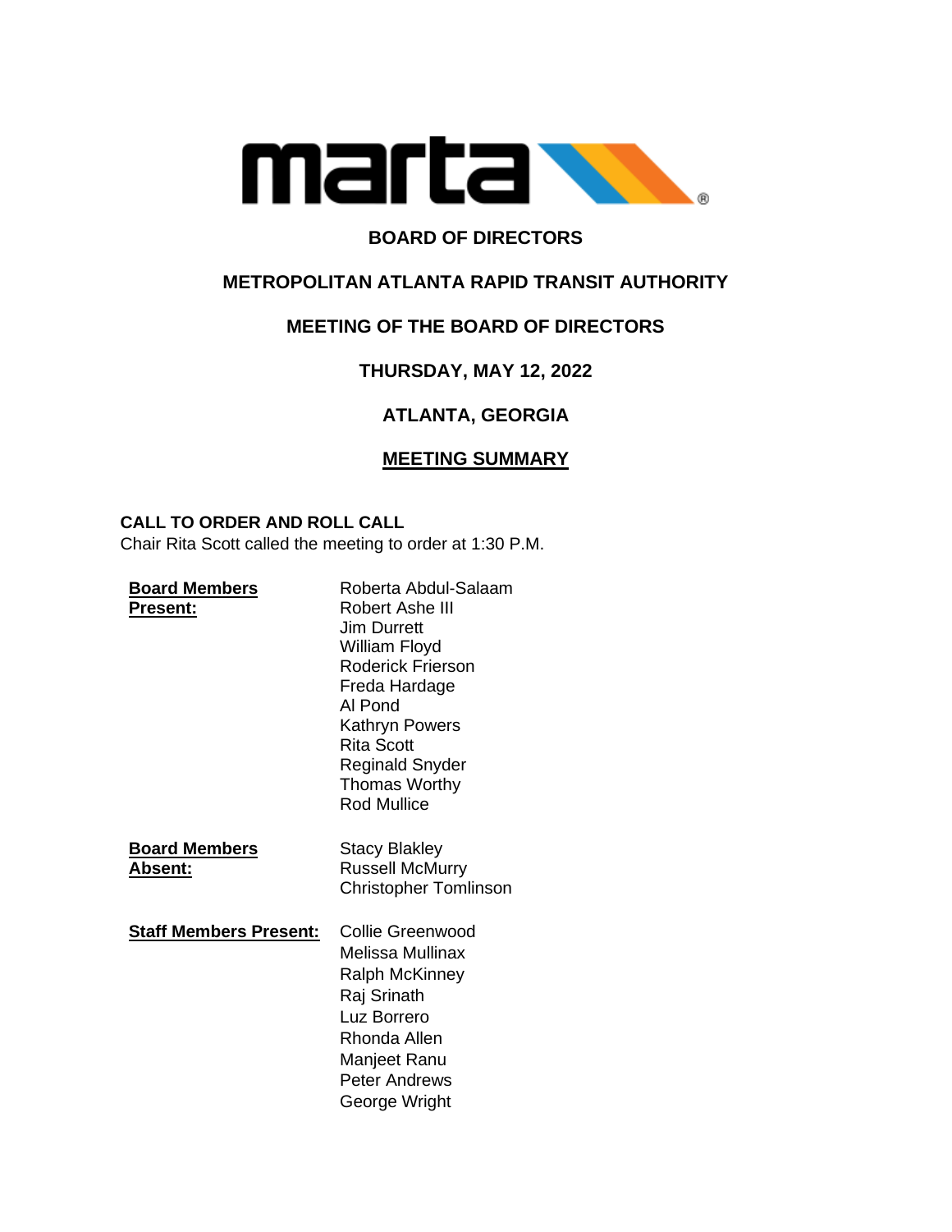marta

**BOARD OF DIRECTORS**

**METROPOLITAN ATLANTA RAPID TRANSIT AUTHORITY**

**MEETING OF THE BOARD OF DIRECTORS**

**THURSDAY, MAY 12, 2022**

**ATLANTA, GEORGIA**

**MEETING SUMMARY**

**CALL TO ORDER AND ROLL CALL**

Chair Rita Scott called the meeting to order at 1:30 P.M.

**Board Members Present:**
Roberta Abdul-Salaam
Robert Ashe III
Jim Durrett
William Floyd
Roderick Frierson
Freda Hardage
Al Pond
Kathryn Powers
Rita Scott
Reginald Snyder
Thomas Worthy
Rod Mullice

**Board Members Absent:**
Stacy Blakley
Russell McMurry
Christopher Tomlinson

**Staff Members Present:**
Collie Greenwood
Melissa Mullinax
Ralph McKinney
Raj Srinath
Luz Borrero
Rhonda Allen
Manjeet Ranu
Peter Andrews
George Wright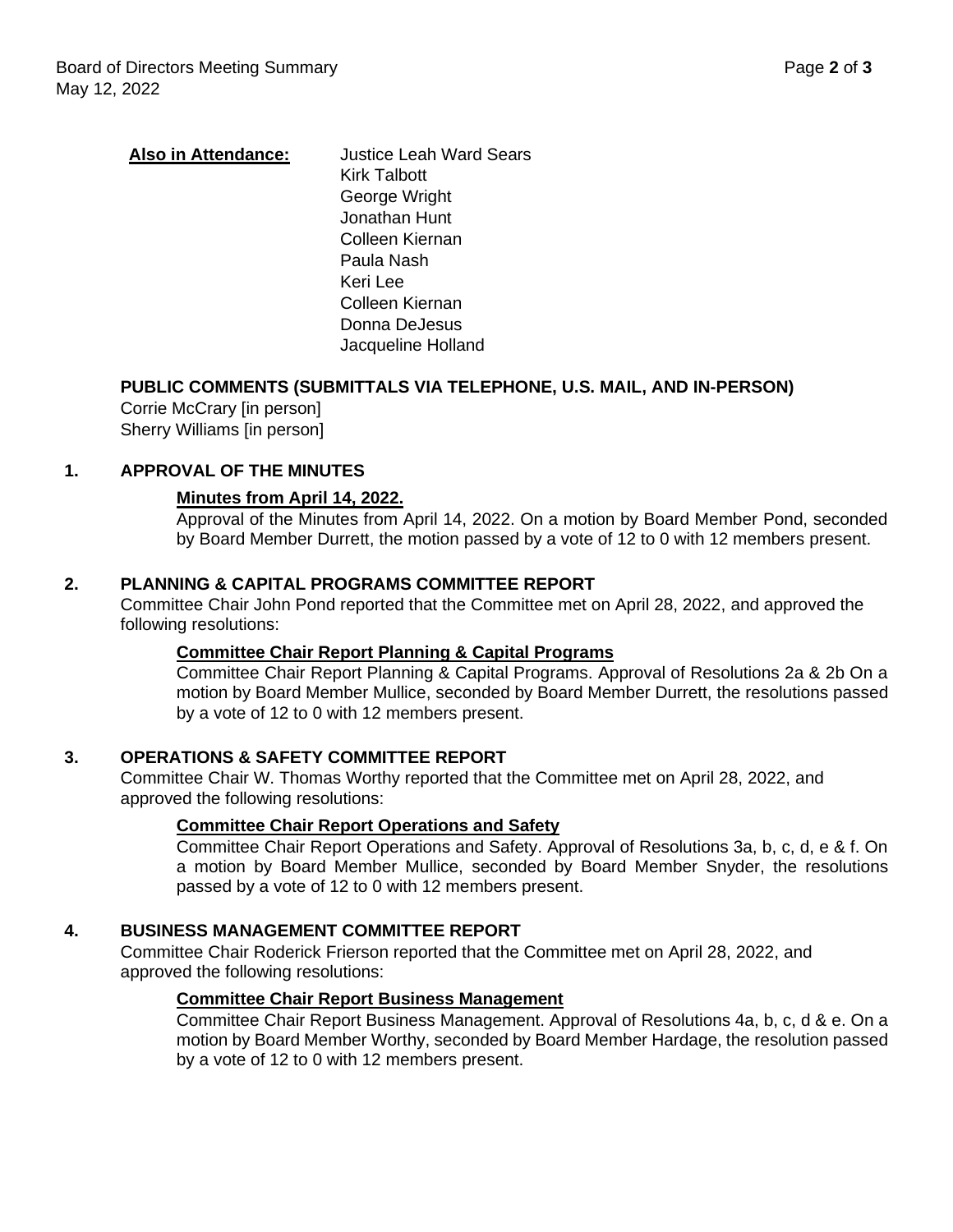**Also in Attendance:** Justice Leah Ward Sears
Kirk Talbott
George Wright
Jonathan Hunt
Colleen Kiernan
Paula Nash
Keri Lee
Colleen Kiernan
Donna DeJesus
Jacqueline Holland

**PUBLIC COMMENTS (SUBMITTALS VIA TELEPHONE, U.S. MAIL, AND IN-PERSON)**

Corrie McCrary [in person]
Sherry Williams [in person]

## 1. APPROVAL OF THE MINUTES

**Minutes from April 14, 2022.**

Approval of the Minutes from April 14, 2022. On a motion by Board Member Pond, seconded by Board Member Durrett, the motion passed by a vote of 12 to 0 with 12 members present.

## 2. PLANNING & CAPITAL PROGRAMS COMMITTEE REPORT

Committee Chair John Pond reported that the Committee met on April 28, 2022, and approved the following resolutions:

**Committee Chair Report Planning & Capital Programs**

Committee Chair Report Planning & Capital Programs. Approval of Resolutions 2a & 2b On a motion by Board Member Mullice, seconded by Board Member Durrett, the resolutions passed by a vote of 12 to 0 with 12 members present.

## 3. OPERATIONS & SAFETY COMMITTEE REPORT

Committee Chair W. Thomas Worthy reported that the Committee met on April 28, 2022, and approved the following resolutions:

**Committee Chair Report Operations and Safety**

Committee Chair Report Operations and Safety. Approval of Resolutions 3a, b, c, d, e & f. On a motion by Board Member Mullice, seconded by Board Member Snyder, the resolutions passed by a vote of 12 to 0 with 12 members present.

## 4. BUSINESS MANAGEMENT COMMITTEE REPORT

Committee Chair Roderick Frierson reported that the Committee met on April 28, 2022, and approved the following resolutions:

**Committee Chair Report Business Management**

Committee Chair Report Business Management. Approval of Resolutions 4a, b, c, d & e. On a motion by Board Member Worthy, seconded by Board Member Hardage, the resolution passed by a vote of 12 to 0 with 12 members present.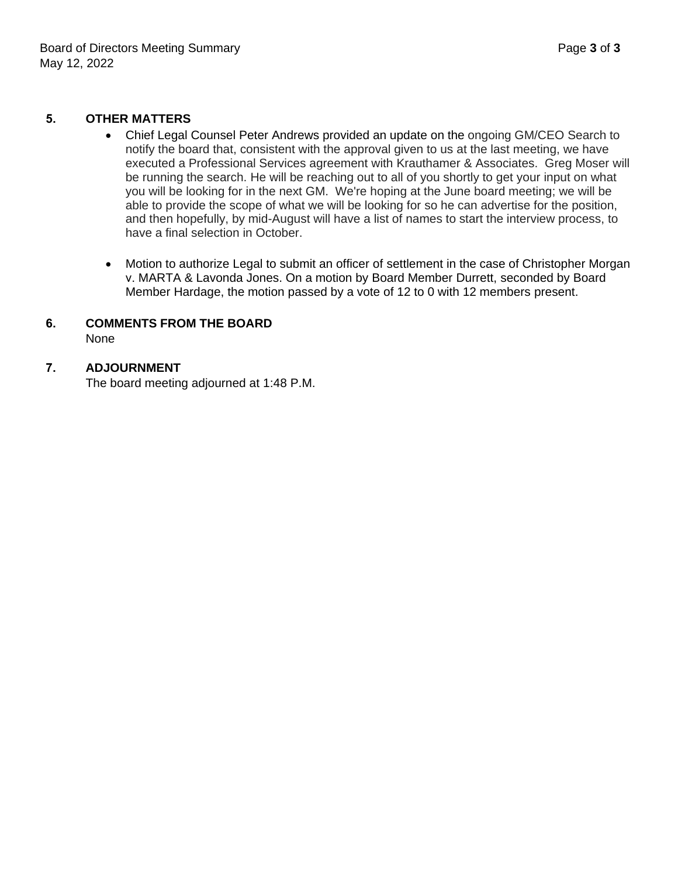## 5. OTHER MATTERS

- Chief Legal Counsel Peter Andrews provided an update on the ongoing GM/CEO Search to notify the board that, consistent with the approval given to us at the last meeting, we have executed a Professional Services agreement with Krauthamer & Associates. Greg Moser will be running the search. He will be reaching out to all of you shortly to get your input on what you will be looking for in the next GM. We're hoping at the June board meeting; we will be able to provide the scope of what we will be looking for so he can advertise for the position, and then hopefully, by mid-August will have a list of names to start the interview process, to have a final selection in October.

- Motion to authorize Legal to submit an officer of settlement in the case of Christopher Morgan v. MARTA & Lavonda Jones. On a motion by Board Member Durrett, seconded by Board Member Hardage, the motion passed by a vote of 12 to 0 with 12 members present.

## 6. COMMENTS FROM THE BOARD

None

## 7. ADJOURNMENT

The board meeting adjourned at 1:48 P.M.